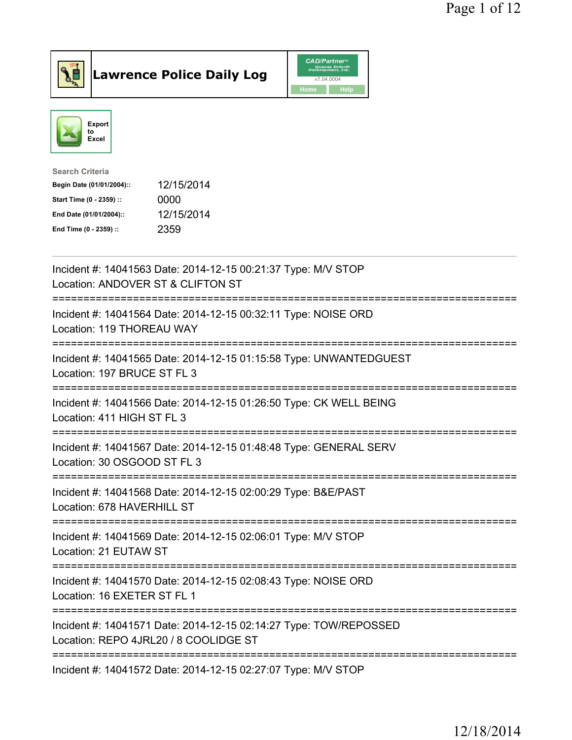# Lawrence Police Daily Log

CAD/Partner v7.04.0004

Home | Help

Export to Excel

Search Criteria

| | |
|---|---|
| **Begin Date (01/01/2004)::** | 12/15/2014 |
| **Start Time (0 - 2359) ::** | 0000 |
| **End Date (01/01/2004)::** | 12/15/2014 |
| **End Time (0 - 2359) ::** | 2359 |

---

Incident #: 14041563 Date: 2014-12-15 00:21:37 Type: M/V STOP
Location: ANDOVER ST & CLIFTON ST

===========================================================================

Incident #: 14041564 Date: 2014-12-15 00:32:11 Type: NOISE ORD
Location: 119 THOREAU WAY

===========================================================================

Incident #: 14041565 Date: 2014-12-15 01:15:58 Type: UNWANTEDGUEST
Location: 197 BRUCE ST FL 3

===========================================================================

Incident #: 14041566 Date: 2014-12-15 01:26:50 Type: CK WELL BEING
Location: 411 HIGH ST FL 3

===========================================================================

Incident #: 14041567 Date: 2014-12-15 01:48:48 Type: GENERAL SERV
Location: 30 OSGOOD ST FL 3

===========================================================================

Incident #: 14041568 Date: 2014-12-15 02:00:29 Type: B&E/PAST
Location: 678 HAVERHILL ST

===========================================================================

Incident #: 14041569 Date: 2014-12-15 02:06:01 Type: M/V STOP
Location: 21 EUTAW ST

===========================================================================

Incident #: 14041570 Date: 2014-12-15 02:08:43 Type: NOISE ORD
Location: 16 EXETER ST FL 1

===========================================================================

Incident #: 14041571 Date: 2014-12-15 02:14:27 Type: TOW/REPOSSED
Location: REPO 4JRL20 / 8 COOLIDGE ST

===========================================================================

Incident #: 14041572 Date: 2014-12-15 02:27:07 Type: M/V STOP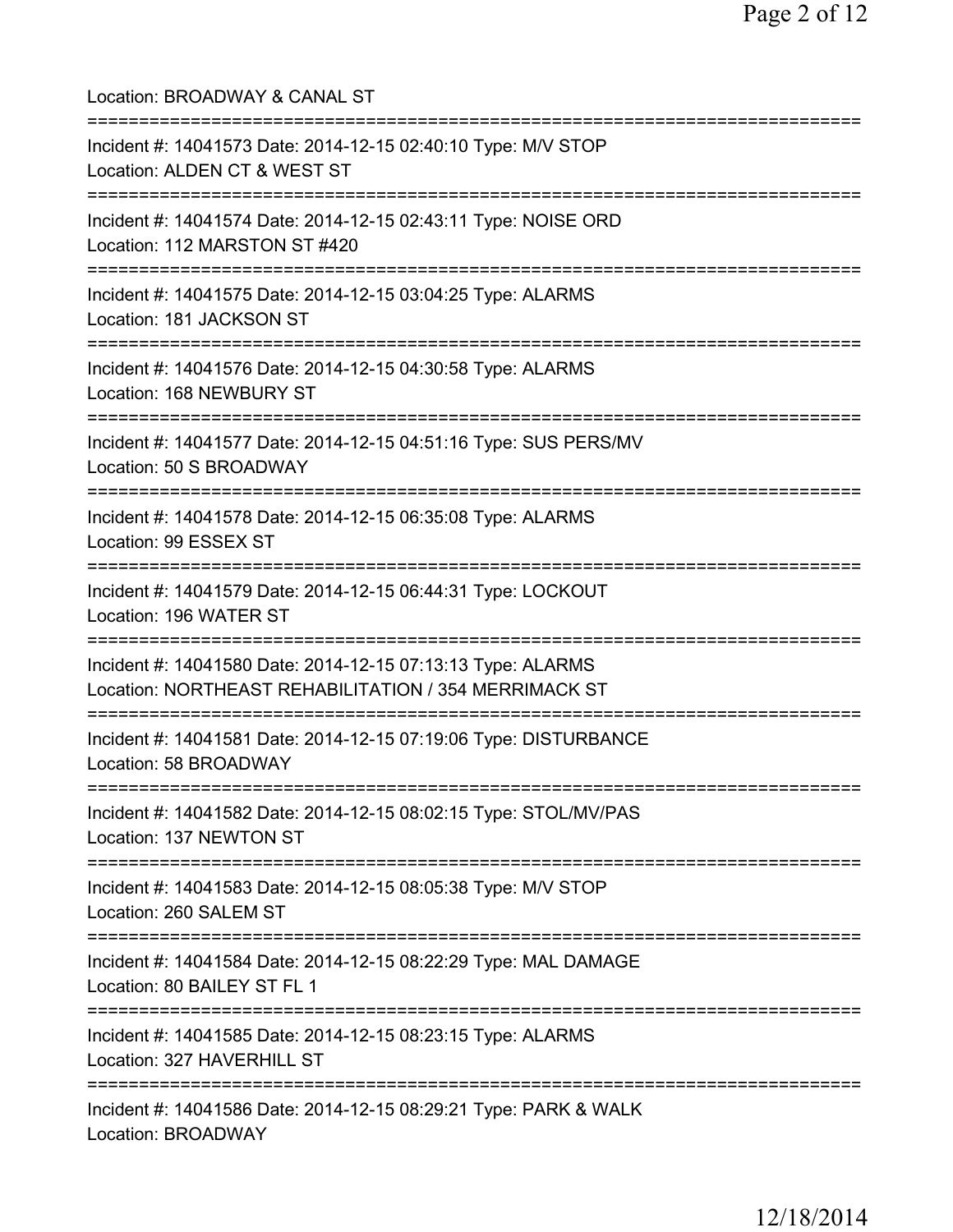Location: BROADWAY & CANAL ST

===========================================================================

Incident #: 14041573 Date: 2014-12-15 02:40:10 Type: M/V STOP
Location: ALDEN CT & WEST ST

===========================================================================

Incident #: 14041574 Date: 2014-12-15 02:43:11 Type: NOISE ORD
Location: 112 MARSTON ST #420

===========================================================================

Incident #: 14041575 Date: 2014-12-15 03:04:25 Type: ALARMS
Location: 181 JACKSON ST

===========================================================================

Incident #: 14041576 Date: 2014-12-15 04:30:58 Type: ALARMS
Location: 168 NEWBURY ST

===========================================================================

Incident #: 14041577 Date: 2014-12-15 04:51:16 Type: SUS PERS/MV
Location: 50 S BROADWAY

===========================================================================

Incident #: 14041578 Date: 2014-12-15 06:35:08 Type: ALARMS
Location: 99 ESSEX ST

===========================================================================

Incident #: 14041579 Date: 2014-12-15 06:44:31 Type: LOCKOUT
Location: 196 WATER ST

===========================================================================

Incident #: 14041580 Date: 2014-12-15 07:13:13 Type: ALARMS
Location: NORTHEAST REHABILITATION / 354 MERRIMACK ST

===========================================================================

Incident #: 14041581 Date: 2014-12-15 07:19:06 Type: DISTURBANCE
Location: 58 BROADWAY

===========================================================================

Incident #: 14041582 Date: 2014-12-15 08:02:15 Type: STOL/MV/PAS
Location: 137 NEWTON ST

===========================================================================

Incident #: 14041583 Date: 2014-12-15 08:05:38 Type: M/V STOP
Location: 260 SALEM ST

===========================================================================

Incident #: 14041584 Date: 2014-12-15 08:22:29 Type: MAL DAMAGE
Location: 80 BAILEY ST FL 1

===========================================================================

Incident #: 14041585 Date: 2014-12-15 08:23:15 Type: ALARMS
Location: 327 HAVERHILL ST

===========================================================================

Incident #: 14041586 Date: 2014-12-15 08:29:21 Type: PARK & WALK
Location: BROADWAY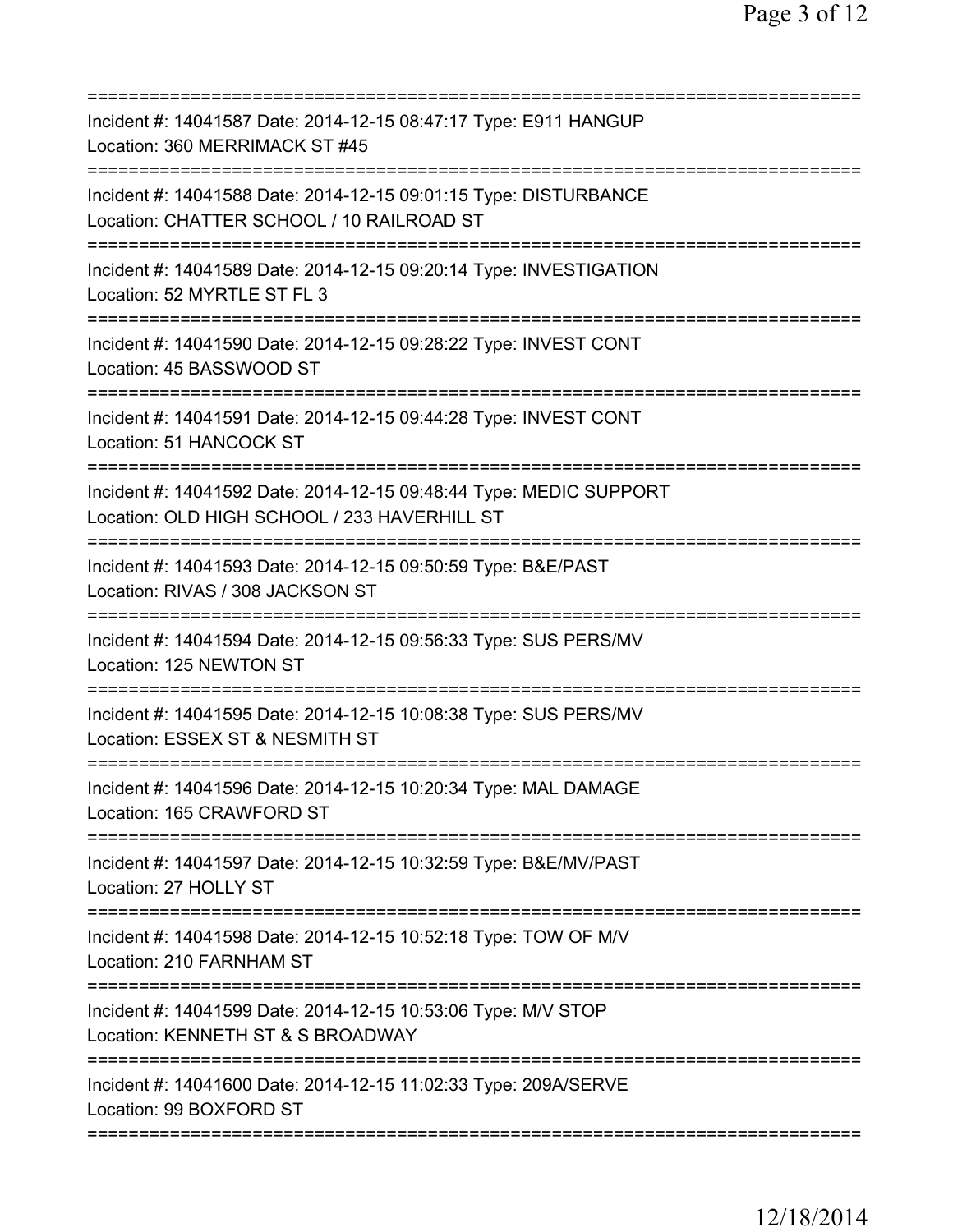===========================================================================
Incident #: 14041587 Date: 2014-12-15 08:47:17 Type: E911 HANGUP
Location: 360 MERRIMACK ST #45
===========================================================================
Incident #: 14041588 Date: 2014-12-15 09:01:15 Type: DISTURBANCE
Location: CHATTER SCHOOL / 10 RAILROAD ST
===========================================================================
Incident #: 14041589 Date: 2014-12-15 09:20:14 Type: INVESTIGATION
Location: 52 MYRTLE ST FL 3
===========================================================================
Incident #: 14041590 Date: 2014-12-15 09:28:22 Type: INVEST CONT
Location: 45 BASSWOOD ST
===========================================================================
Incident #: 14041591 Date: 2014-12-15 09:44:28 Type: INVEST CONT
Location: 51 HANCOCK ST
===========================================================================
Incident #: 14041592 Date: 2014-12-15 09:48:44 Type: MEDIC SUPPORT
Location: OLD HIGH SCHOOL / 233 HAVERHILL ST
===========================================================================
Incident #: 14041593 Date: 2014-12-15 09:50:59 Type: B&E/PAST
Location: RIVAS / 308 JACKSON ST
===========================================================================
Incident #: 14041594 Date: 2014-12-15 09:56:33 Type: SUS PERS/MV
Location: 125 NEWTON ST
===========================================================================
Incident #: 14041595 Date: 2014-12-15 10:08:38 Type: SUS PERS/MV
Location: ESSEX ST & NESMITH ST
===========================================================================
Incident #: 14041596 Date: 2014-12-15 10:20:34 Type: MAL DAMAGE
Location: 165 CRAWFORD ST
===========================================================================
Incident #: 14041597 Date: 2014-12-15 10:32:59 Type: B&E/MV/PAST
Location: 27 HOLLY ST
===========================================================================
Incident #: 14041598 Date: 2014-12-15 10:52:18 Type: TOW OF M/V
Location: 210 FARNHAM ST
===========================================================================
Incident #: 14041599 Date: 2014-12-15 10:53:06 Type: M/V STOP
Location: KENNETH ST & S BROADWAY
===========================================================================
Incident #: 14041600 Date: 2014-12-15 11:02:33 Type: 209A/SERVE
Location: 99 BOXFORD ST
===========================================================================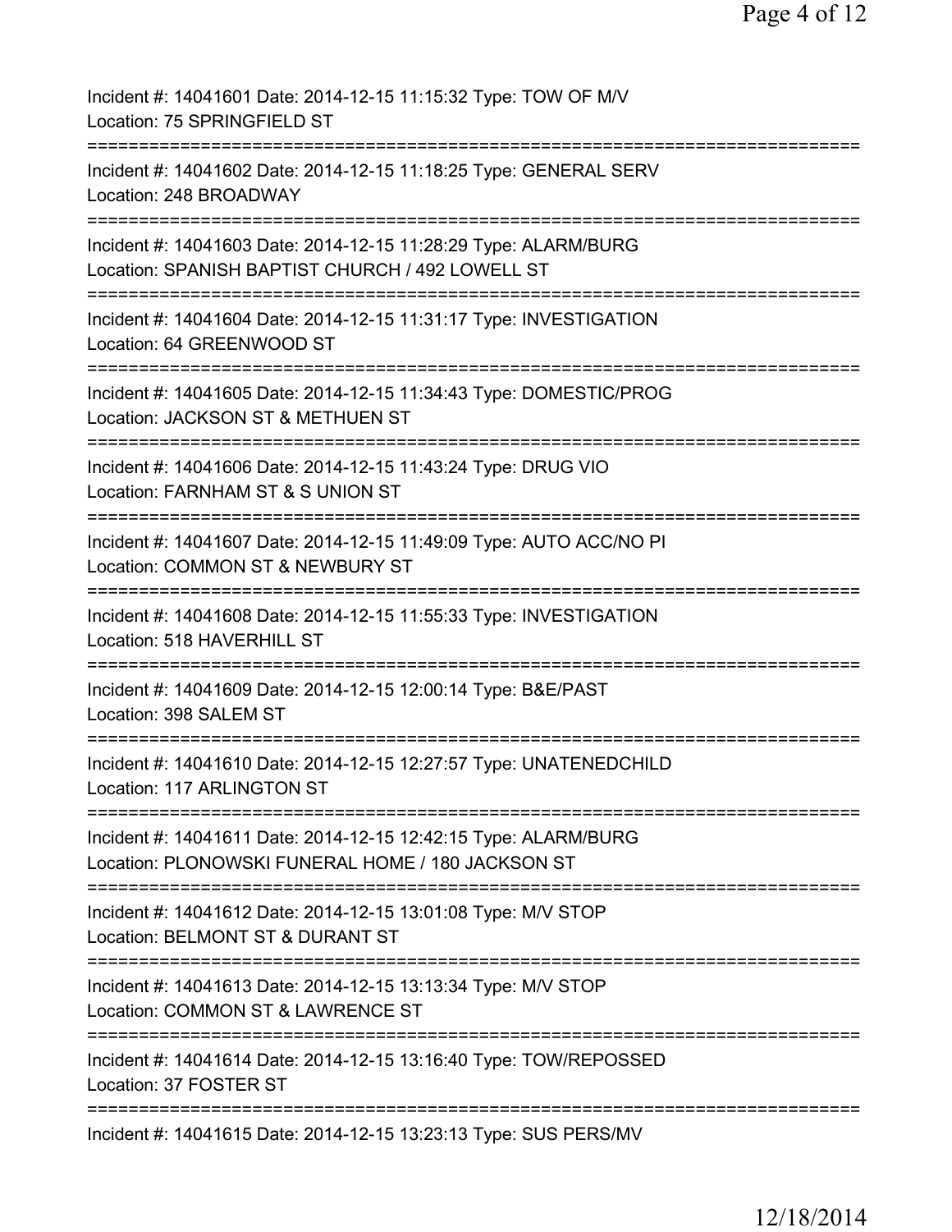Incident #: 14041601 Date: 2014-12-15 11:15:32 Type: TOW OF M/V
Location: 75 SPRINGFIELD ST
===========================================================================
Incident #: 14041602 Date: 2014-12-15 11:18:25 Type: GENERAL SERV
Location: 248 BROADWAY
===========================================================================
Incident #: 14041603 Date: 2014-12-15 11:28:29 Type: ALARM/BURG
Location: SPANISH BAPTIST CHURCH / 492 LOWELL ST
===========================================================================
Incident #: 14041604 Date: 2014-12-15 11:31:17 Type: INVESTIGATION
Location: 64 GREENWOOD ST
===========================================================================
Incident #: 14041605 Date: 2014-12-15 11:34:43 Type: DOMESTIC/PROG
Location: JACKSON ST & METHUEN ST
===========================================================================
Incident #: 14041606 Date: 2014-12-15 11:43:24 Type: DRUG VIO
Location: FARNHAM ST & S UNION ST
===========================================================================
Incident #: 14041607 Date: 2014-12-15 11:49:09 Type: AUTO ACC/NO PI
Location: COMMON ST & NEWBURY ST
===========================================================================
Incident #: 14041608 Date: 2014-12-15 11:55:33 Type: INVESTIGATION
Location: 518 HAVERHILL ST
===========================================================================
Incident #: 14041609 Date: 2014-12-15 12:00:14 Type: B&E/PAST
Location: 398 SALEM ST
===========================================================================
Incident #: 14041610 Date: 2014-12-15 12:27:57 Type: UNATENEDCHILD
Location: 117 ARLINGTON ST
===========================================================================
Incident #: 14041611 Date: 2014-12-15 12:42:15 Type: ALARM/BURG
Location: PLONOWSKI FUNERAL HOME / 180 JACKSON ST
===========================================================================
Incident #: 14041612 Date: 2014-12-15 13:01:08 Type: M/V STOP
Location: BELMONT ST & DURANT ST
===========================================================================
Incident #: 14041613 Date: 2014-12-15 13:13:34 Type: M/V STOP
Location: COMMON ST & LAWRENCE ST
===========================================================================
Incident #: 14041614 Date: 2014-12-15 13:16:40 Type: TOW/REPOSSED
Location: 37 FOSTER ST
===========================================================================
Incident #: 14041615 Date: 2014-12-15 13:23:13 Type: SUS PERS/MV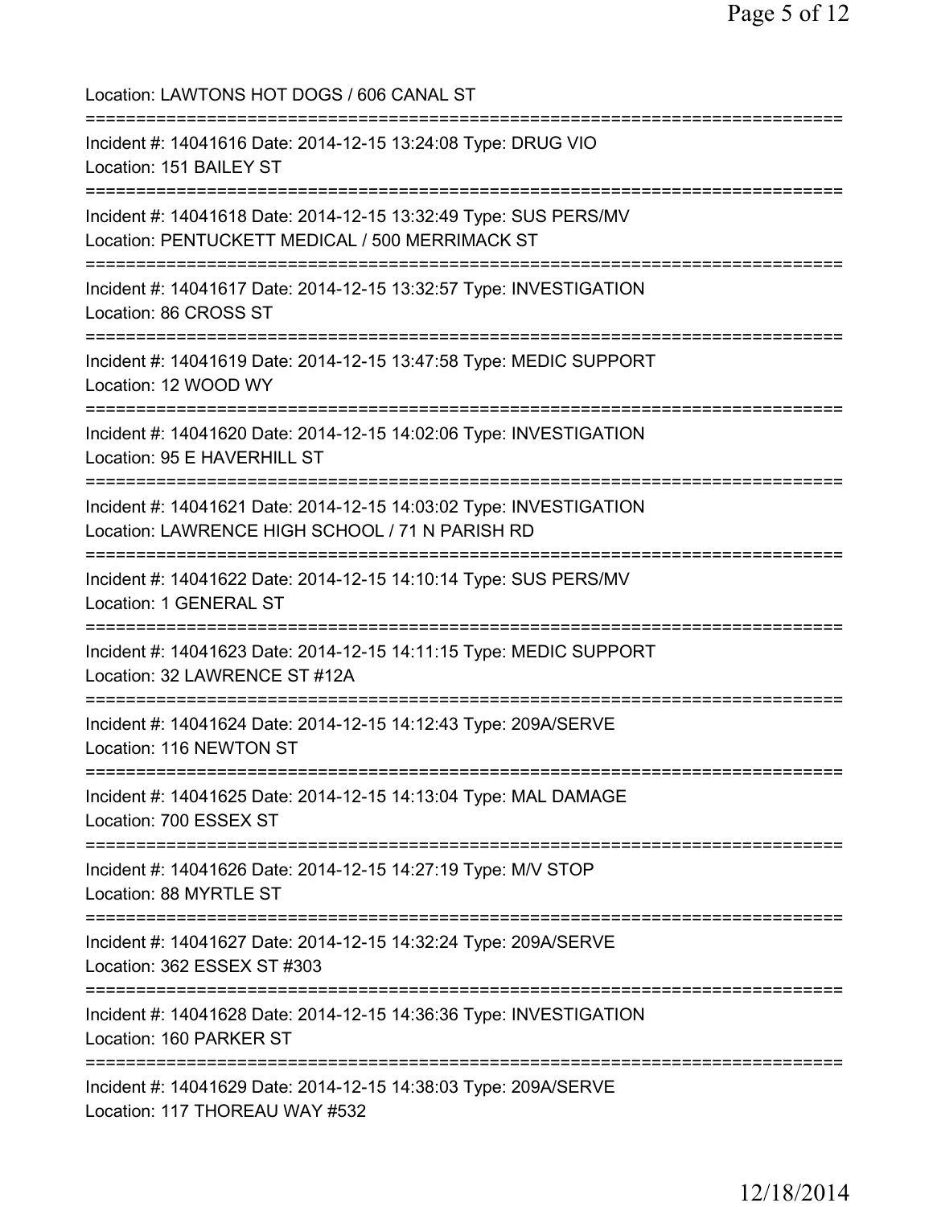Location: LAWTONS HOT DOGS / 606 CANAL ST

===========================================================================

Incident #: 14041616 Date: 2014-12-15 13:24:08 Type: DRUG VIO
Location: 151 BAILEY ST

===========================================================================

Incident #: 14041618 Date: 2014-12-15 13:32:49 Type: SUS PERS/MV
Location: PENTUCKETT MEDICAL / 500 MERRIMACK ST

===========================================================================

Incident #: 14041617 Date: 2014-12-15 13:32:57 Type: INVESTIGATION
Location: 86 CROSS ST

===========================================================================

Incident #: 14041619 Date: 2014-12-15 13:47:58 Type: MEDIC SUPPORT
Location: 12 WOOD WY

===========================================================================

Incident #: 14041620 Date: 2014-12-15 14:02:06 Type: INVESTIGATION
Location: 95 E HAVERHILL ST

===========================================================================

Incident #: 14041621 Date: 2014-12-15 14:03:02 Type: INVESTIGATION
Location: LAWRENCE HIGH SCHOOL / 71 N PARISH RD

===========================================================================

Incident #: 14041622 Date: 2014-12-15 14:10:14 Type: SUS PERS/MV
Location: 1 GENERAL ST

===========================================================================

Incident #: 14041623 Date: 2014-12-15 14:11:15 Type: MEDIC SUPPORT
Location: 32 LAWRENCE ST #12A

===========================================================================

Incident #: 14041624 Date: 2014-12-15 14:12:43 Type: 209A/SERVE
Location: 116 NEWTON ST

===========================================================================

Incident #: 14041625 Date: 2014-12-15 14:13:04 Type: MAL DAMAGE
Location: 700 ESSEX ST

===========================================================================

Incident #: 14041626 Date: 2014-12-15 14:27:19 Type: M/V STOP
Location: 88 MYRTLE ST

===========================================================================

Incident #: 14041627 Date: 2014-12-15 14:32:24 Type: 209A/SERVE
Location: 362 ESSEX ST #303

===========================================================================

Incident #: 14041628 Date: 2014-12-15 14:36:36 Type: INVESTIGATION
Location: 160 PARKER ST

===========================================================================

Incident #: 14041629 Date: 2014-12-15 14:38:03 Type: 209A/SERVE
Location: 117 THOREAU WAY #532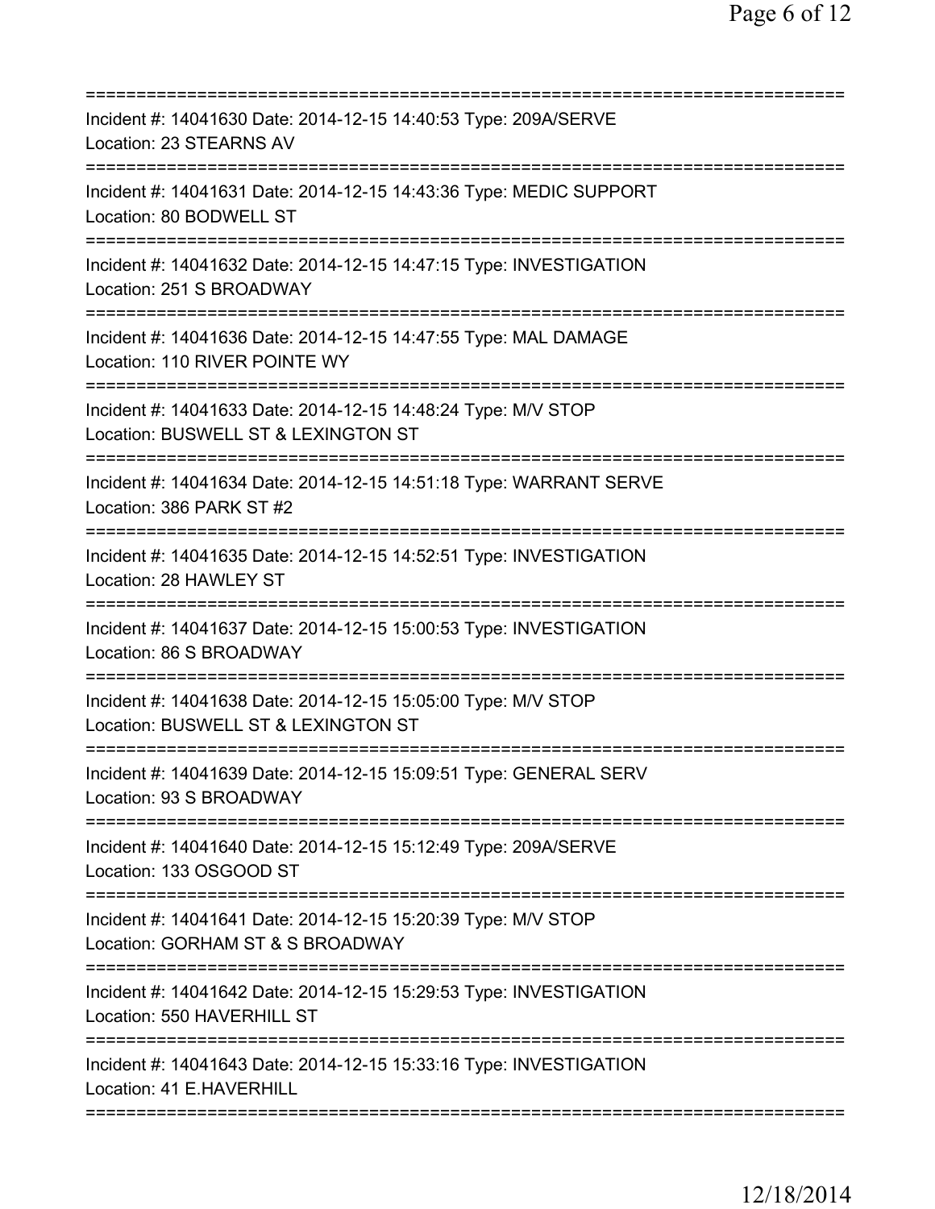===========================================================================
Incident #: 14041630 Date: 2014-12-15 14:40:53 Type: 209A/SERVE
Location: 23 STEARNS AV
===========================================================================
Incident #: 14041631 Date: 2014-12-15 14:43:36 Type: MEDIC SUPPORT
Location: 80 BODWELL ST
===========================================================================
Incident #: 14041632 Date: 2014-12-15 14:47:15 Type: INVESTIGATION
Location: 251 S BROADWAY
===========================================================================
Incident #: 14041636 Date: 2014-12-15 14:47:55 Type: MAL DAMAGE
Location: 110 RIVER POINTE WY
===========================================================================
Incident #: 14041633 Date: 2014-12-15 14:48:24 Type: M/V STOP
Location: BUSWELL ST & LEXINGTON ST
===========================================================================
Incident #: 14041634 Date: 2014-12-15 14:51:18 Type: WARRANT SERVE
Location: 386 PARK ST #2
===========================================================================
Incident #: 14041635 Date: 2014-12-15 14:52:51 Type: INVESTIGATION
Location: 28 HAWLEY ST
===========================================================================
Incident #: 14041637 Date: 2014-12-15 15:00:53 Type: INVESTIGATION
Location: 86 S BROADWAY
===========================================================================
Incident #: 14041638 Date: 2014-12-15 15:05:00 Type: M/V STOP
Location: BUSWELL ST & LEXINGTON ST
===========================================================================
Incident #: 14041639 Date: 2014-12-15 15:09:51 Type: GENERAL SERV
Location: 93 S BROADWAY
===========================================================================
Incident #: 14041640 Date: 2014-12-15 15:12:49 Type: 209A/SERVE
Location: 133 OSGOOD ST
===========================================================================
Incident #: 14041641 Date: 2014-12-15 15:20:39 Type: M/V STOP
Location: GORHAM ST & S BROADWAY
===========================================================================
Incident #: 14041642 Date: 2014-12-15 15:29:53 Type: INVESTIGATION
Location: 550 HAVERHILL ST
===========================================================================
Incident #: 14041643 Date: 2014-12-15 15:33:16 Type: INVESTIGATION
Location: 41 E.HAVERHILL
===========================================================================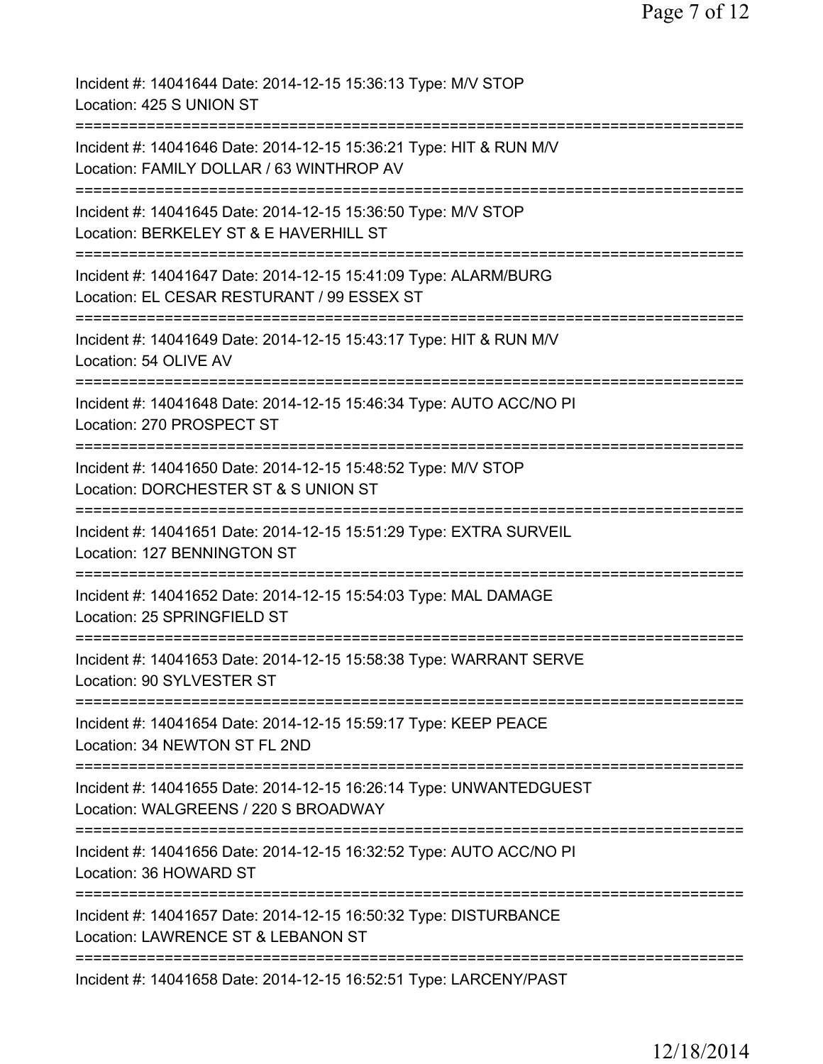Incident #: 14041644 Date: 2014-12-15 15:36:13 Type: M/V STOP
Location: 425 S UNION ST

===========================================================================

Incident #: 14041646 Date: 2014-12-15 15:36:21 Type: HIT & RUN M/V
Location: FAMILY DOLLAR / 63 WINTHROP AV

===========================================================================

Incident #: 14041645 Date: 2014-12-15 15:36:50 Type: M/V STOP
Location: BERKELEY ST & E HAVERHILL ST

===========================================================================

Incident #: 14041647 Date: 2014-12-15 15:41:09 Type: ALARM/BURG
Location: EL CESAR RESTURANT / 99 ESSEX ST

===========================================================================

Incident #: 14041649 Date: 2014-12-15 15:43:17 Type: HIT & RUN M/V
Location: 54 OLIVE AV

===========================================================================

Incident #: 14041648 Date: 2014-12-15 15:46:34 Type: AUTO ACC/NO PI
Location: 270 PROSPECT ST

===========================================================================

Incident #: 14041650 Date: 2014-12-15 15:48:52 Type: M/V STOP
Location: DORCHESTER ST & S UNION ST

===========================================================================

Incident #: 14041651 Date: 2014-12-15 15:51:29 Type: EXTRA SURVEIL
Location: 127 BENNINGTON ST

===========================================================================

Incident #: 14041652 Date: 2014-12-15 15:54:03 Type: MAL DAMAGE
Location: 25 SPRINGFIELD ST

===========================================================================

Incident #: 14041653 Date: 2014-12-15 15:58:38 Type: WARRANT SERVE
Location: 90 SYLVESTER ST

===========================================================================

Incident #: 14041654 Date: 2014-12-15 15:59:17 Type: KEEP PEACE
Location: 34 NEWTON ST FL 2ND

===========================================================================

Incident #: 14041655 Date: 2014-12-15 16:26:14 Type: UNWANTEDGUEST
Location: WALGREENS / 220 S BROADWAY

===========================================================================

Incident #: 14041656 Date: 2014-12-15 16:32:52 Type: AUTO ACC/NO PI
Location: 36 HOWARD ST

===========================================================================

Incident #: 14041657 Date: 2014-12-15 16:50:32 Type: DISTURBANCE
Location: LAWRENCE ST & LEBANON ST

===========================================================================

Incident #: 14041658 Date: 2014-12-15 16:52:51 Type: LARCENY/PAST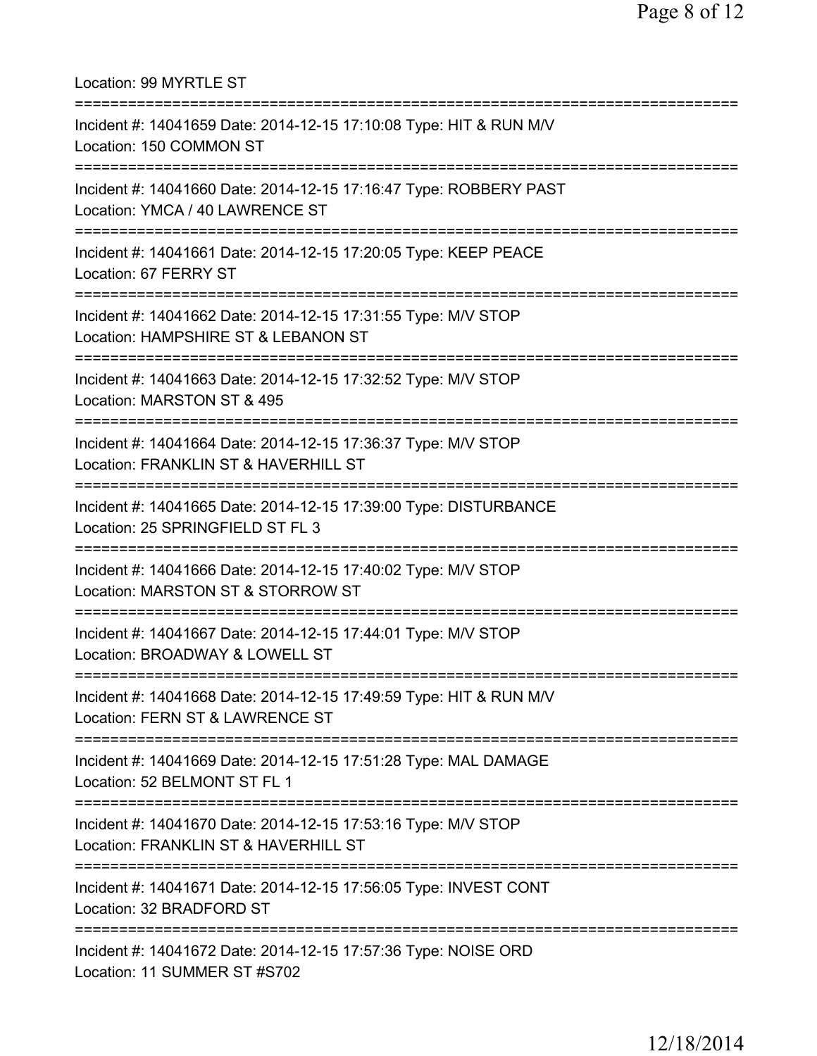Location: 99 MYRTLE ST

===========================================================================

Incident #: 14041659 Date: 2014-12-15 17:10:08 Type: HIT & RUN M/V
Location: 150 COMMON ST

===========================================================================

Incident #: 14041660 Date: 2014-12-15 17:16:47 Type: ROBBERY PAST
Location: YMCA / 40 LAWRENCE ST

===========================================================================

Incident #: 14041661 Date: 2014-12-15 17:20:05 Type: KEEP PEACE
Location: 67 FERRY ST

===========================================================================

Incident #: 14041662 Date: 2014-12-15 17:31:55 Type: M/V STOP
Location: HAMPSHIRE ST & LEBANON ST

===========================================================================

Incident #: 14041663 Date: 2014-12-15 17:32:52 Type: M/V STOP
Location: MARSTON ST & 495

===========================================================================

Incident #: 14041664 Date: 2014-12-15 17:36:37 Type: M/V STOP
Location: FRANKLIN ST & HAVERHILL ST

===========================================================================

Incident #: 14041665 Date: 2014-12-15 17:39:00 Type: DISTURBANCE
Location: 25 SPRINGFIELD ST FL 3

===========================================================================

Incident #: 14041666 Date: 2014-12-15 17:40:02 Type: M/V STOP
Location: MARSTON ST & STORROW ST

===========================================================================

Incident #: 14041667 Date: 2014-12-15 17:44:01 Type: M/V STOP
Location: BROADWAY & LOWELL ST

===========================================================================

Incident #: 14041668 Date: 2014-12-15 17:49:59 Type: HIT & RUN M/V
Location: FERN ST & LAWRENCE ST

===========================================================================

Incident #: 14041669 Date: 2014-12-15 17:51:28 Type: MAL DAMAGE
Location: 52 BELMONT ST FL 1

===========================================================================

Incident #: 14041670 Date: 2014-12-15 17:53:16 Type: M/V STOP
Location: FRANKLIN ST & HAVERHILL ST

===========================================================================

Incident #: 14041671 Date: 2014-12-15 17:56:05 Type: INVEST CONT
Location: 32 BRADFORD ST

===========================================================================

Incident #: 14041672 Date: 2014-12-15 17:57:36 Type: NOISE ORD
Location: 11 SUMMER ST #S702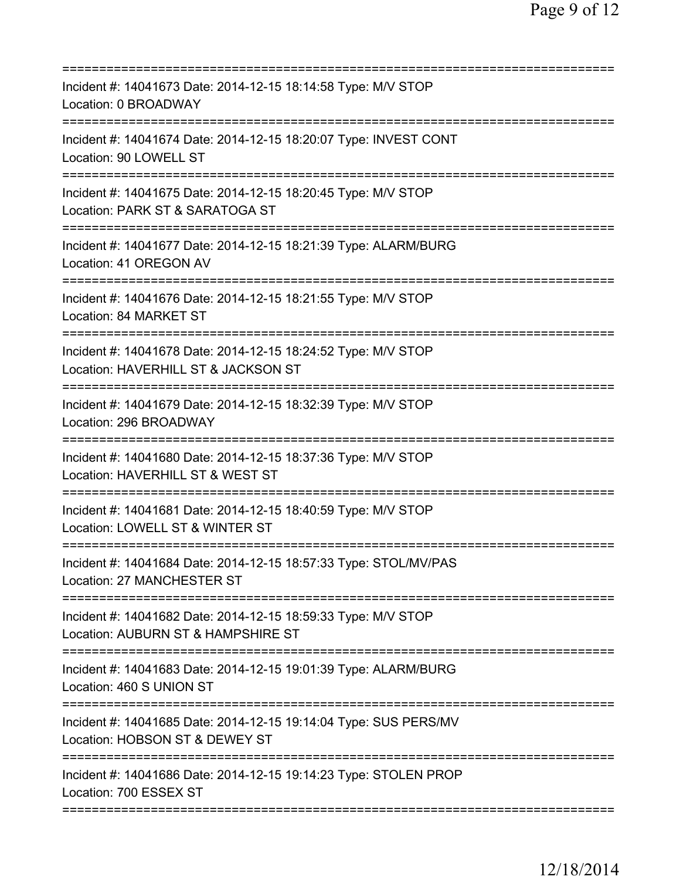===========================================================================
Incident #: 14041673 Date: 2014-12-15 18:14:58 Type: M/V STOP
Location: 0 BROADWAY
===========================================================================
Incident #: 14041674 Date: 2014-12-15 18:20:07 Type: INVEST CONT
Location: 90 LOWELL ST
===========================================================================
Incident #: 14041675 Date: 2014-12-15 18:20:45 Type: M/V STOP
Location: PARK ST & SARATOGA ST
===========================================================================
Incident #: 14041677 Date: 2014-12-15 18:21:39 Type: ALARM/BURG
Location: 41 OREGON AV
===========================================================================
Incident #: 14041676 Date: 2014-12-15 18:21:55 Type: M/V STOP
Location: 84 MARKET ST
===========================================================================
Incident #: 14041678 Date: 2014-12-15 18:24:52 Type: M/V STOP
Location: HAVERHILL ST & JACKSON ST
===========================================================================
Incident #: 14041679 Date: 2014-12-15 18:32:39 Type: M/V STOP
Location: 296 BROADWAY
===========================================================================
Incident #: 14041680 Date: 2014-12-15 18:37:36 Type: M/V STOP
Location: HAVERHILL ST & WEST ST
===========================================================================
Incident #: 14041681 Date: 2014-12-15 18:40:59 Type: M/V STOP
Location: LOWELL ST & WINTER ST
===========================================================================
Incident #: 14041684 Date: 2014-12-15 18:57:33 Type: STOL/MV/PAS
Location: 27 MANCHESTER ST
===========================================================================
Incident #: 14041682 Date: 2014-12-15 18:59:33 Type: M/V STOP
Location: AUBURN ST & HAMPSHIRE ST
===========================================================================
Incident #: 14041683 Date: 2014-12-15 19:01:39 Type: ALARM/BURG
Location: 460 S UNION ST
===========================================================================
Incident #: 14041685 Date: 2014-12-15 19:14:04 Type: SUS PERS/MV
Location: HOBSON ST & DEWEY ST
===========================================================================
Incident #: 14041686 Date: 2014-12-15 19:14:23 Type: STOLEN PROP
Location: 700 ESSEX ST
===========================================================================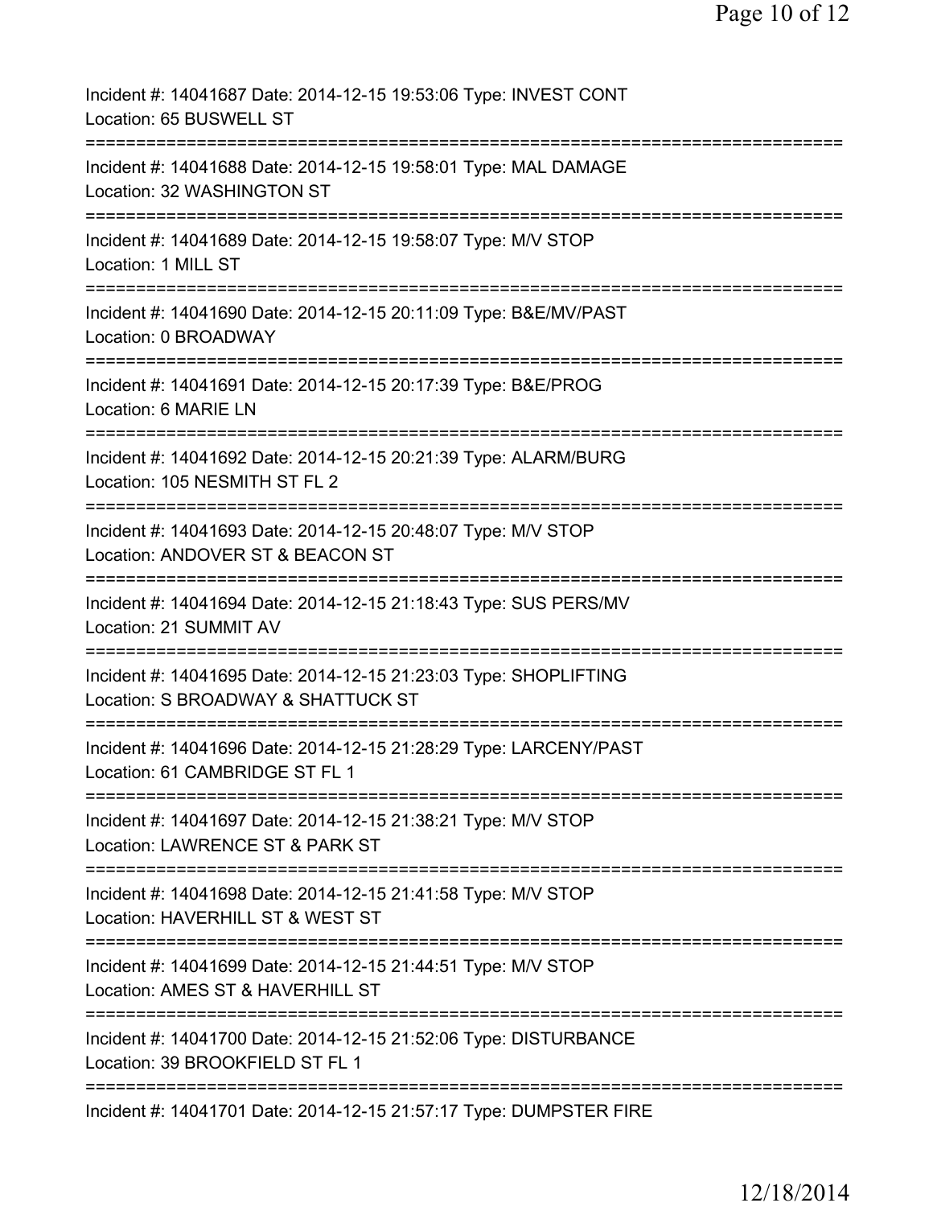Incident #: 14041687 Date: 2014-12-15 19:53:06 Type: INVEST CONT
Location: 65 BUSWELL ST
===========================================================================
Incident #: 14041688 Date: 2014-12-15 19:58:01 Type: MAL DAMAGE
Location: 32 WASHINGTON ST
===========================================================================
Incident #: 14041689 Date: 2014-12-15 19:58:07 Type: M/V STOP
Location: 1 MILL ST
===========================================================================
Incident #: 14041690 Date: 2014-12-15 20:11:09 Type: B&E/MV/PAST
Location: 0 BROADWAY
===========================================================================
Incident #: 14041691 Date: 2014-12-15 20:17:39 Type: B&E/PROG
Location: 6 MARIE LN
===========================================================================
Incident #: 14041692 Date: 2014-12-15 20:21:39 Type: ALARM/BURG
Location: 105 NESMITH ST FL 2
===========================================================================
Incident #: 14041693 Date: 2014-12-15 20:48:07 Type: M/V STOP
Location: ANDOVER ST & BEACON ST
===========================================================================
Incident #: 14041694 Date: 2014-12-15 21:18:43 Type: SUS PERS/MV
Location: 21 SUMMIT AV
===========================================================================
Incident #: 14041695 Date: 2014-12-15 21:23:03 Type: SHOPLIFTING
Location: S BROADWAY & SHATTUCK ST
===========================================================================
Incident #: 14041696 Date: 2014-12-15 21:28:29 Type: LARCENY/PAST
Location: 61 CAMBRIDGE ST FL 1
===========================================================================
Incident #: 14041697 Date: 2014-12-15 21:38:21 Type: M/V STOP
Location: LAWRENCE ST & PARK ST
===========================================================================
Incident #: 14041698 Date: 2014-12-15 21:41:58 Type: M/V STOP
Location: HAVERHILL ST & WEST ST
===========================================================================
Incident #: 14041699 Date: 2014-12-15 21:44:51 Type: M/V STOP
Location: AMES ST & HAVERHILL ST
===========================================================================
Incident #: 14041700 Date: 2014-12-15 21:52:06 Type: DISTURBANCE
Location: 39 BROOKFIELD ST FL 1
===========================================================================
Incident #: 14041701 Date: 2014-12-15 21:57:17 Type: DUMPSTER FIRE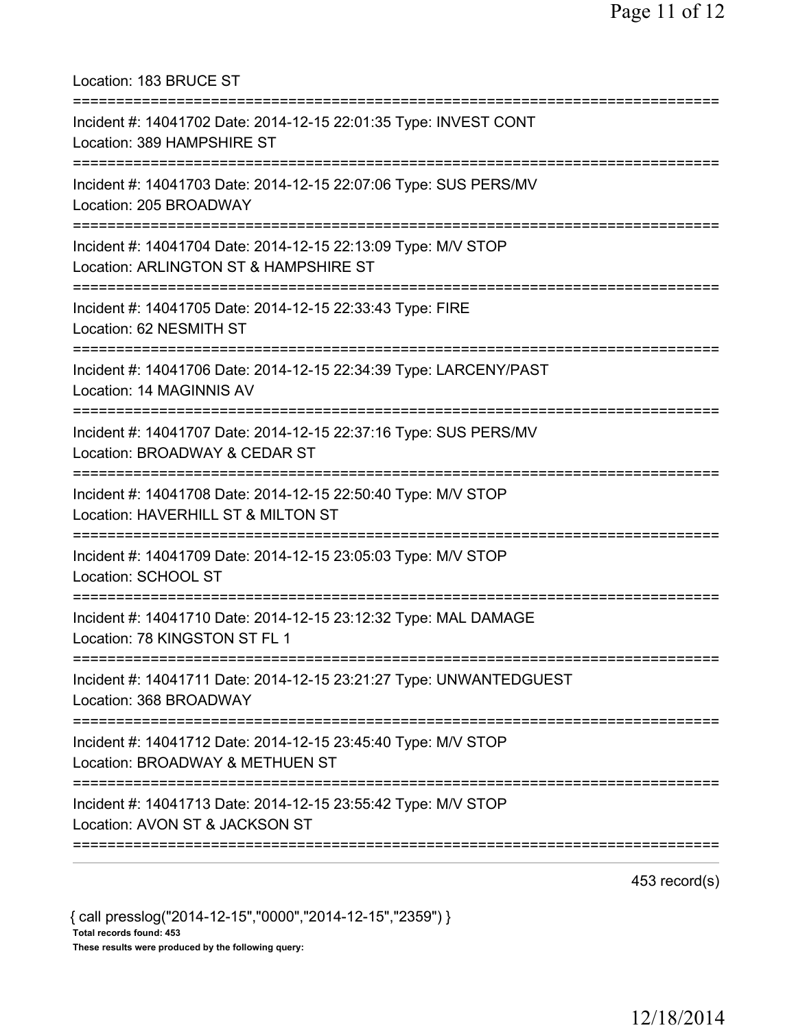Location: 183 BRUCE ST

===========================================================================

Incident #: 14041702 Date: 2014-12-15 22:01:35 Type: INVEST CONT
Location: 389 HAMPSHIRE ST

===========================================================================

Incident #: 14041703 Date: 2014-12-15 22:07:06 Type: SUS PERS/MV
Location: 205 BROADWAY

===========================================================================

Incident #: 14041704 Date: 2014-12-15 22:13:09 Type: M/V STOP
Location: ARLINGTON ST & HAMPSHIRE ST

===========================================================================

Incident #: 14041705 Date: 2014-12-15 22:33:43 Type: FIRE
Location: 62 NESMITH ST

===========================================================================

Incident #: 14041706 Date: 2014-12-15 22:34:39 Type: LARCENY/PAST
Location: 14 MAGINNIS AV

===========================================================================

Incident #: 14041707 Date: 2014-12-15 22:37:16 Type: SUS PERS/MV
Location: BROADWAY & CEDAR ST

===========================================================================

Incident #: 14041708 Date: 2014-12-15 22:50:40 Type: M/V STOP
Location: HAVERHILL ST & MILTON ST

===========================================================================

Incident #: 14041709 Date: 2014-12-15 23:05:03 Type: M/V STOP
Location: SCHOOL ST

===========================================================================

Incident #: 14041710 Date: 2014-12-15 23:12:32 Type: MAL DAMAGE
Location: 78 KINGSTON ST FL 1

===========================================================================

Incident #: 14041711 Date: 2014-12-15 23:21:27 Type: UNWANTEDGUEST
Location: 368 BROADWAY

===========================================================================

Incident #: 14041712 Date: 2014-12-15 23:45:40 Type: M/V STOP
Location: BROADWAY & METHUEN ST

===========================================================================

Incident #: 14041713 Date: 2014-12-15 23:55:42 Type: M/V STOP
Location: AVON ST & JACKSON ST

===========================================================================

453 record(s)

{ call presslog("2014-12-15","0000","2014-12-15","2359") }

**Total records found: 453**

**These results were produced by the following query:**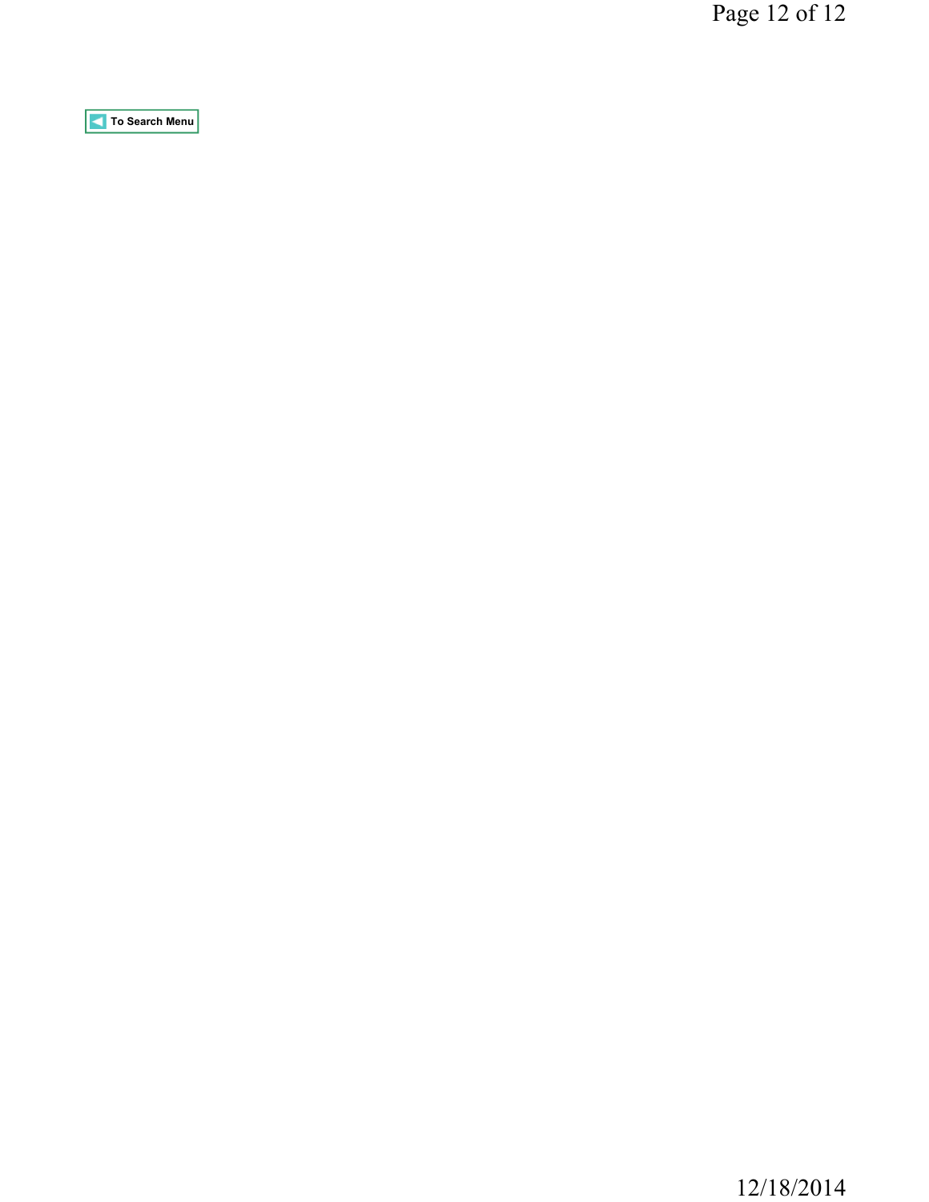To Search Menu